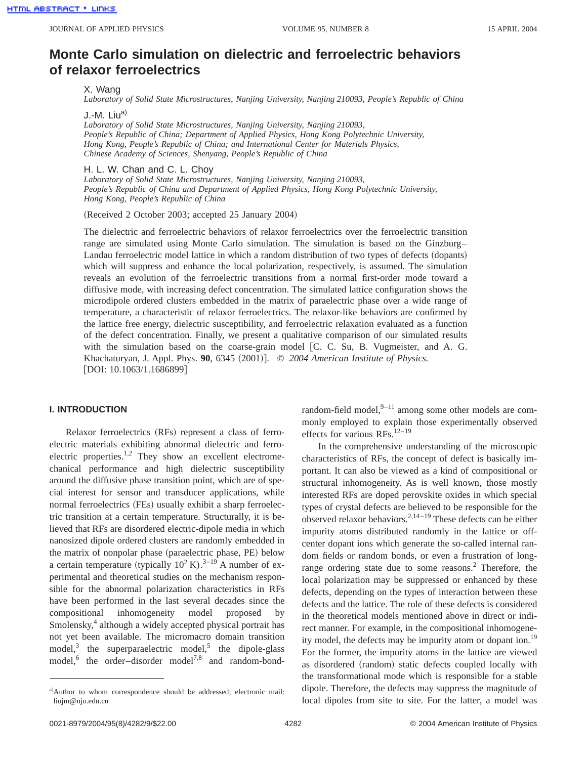# Monte Carlo simulation on dielectric and ferroelectric behaviors of relaxor ferroelectrics

X. Wang
*Laboratory of Solid State Microstructures, Nanjing University, Nanjing 210093, People's Republic of China*

J.-M. Liu[a)]
*Laboratory of Solid State Microstructures, Nanjing University, Nanjing 210093, People's Republic of China; Department of Applied Physics, Hong Kong Polytechnic University, Hong Kong, People's Republic of China; and International Center for Materials Physics, Chinese Academy of Sciences, Shenyang, People's Republic of China*

H. L. W. Chan and C. L. Choy
*Laboratory of Solid State Microstructures, Nanjing University, Nanjing 210093, People's Republic of China and Department of Applied Physics, Hong Kong Polytechnic University, Hong Kong, People's Republic of China*

(Received 2 October 2003; accepted 25 January 2004)

The dielectric and ferroelectric behaviors of relaxor ferroelectrics over the ferroelectric transition range are simulated using Monte Carlo simulation. The simulation is based on the Ginzburg–Landau ferroelectric model lattice in which a random distribution of two types of defects (dopants) which will suppress and enhance the local polarization, respectively, is assumed. The simulation reveals an evolution of the ferroelectric transitions from a normal first-order mode toward a diffusive mode, with increasing defect concentration. The simulated lattice configuration shows the microdipole ordered clusters embedded in the matrix of paraelectric phase over a wide range of temperature, a characteristic of relaxor ferroelectrics. The relaxor-like behaviors are confirmed by the lattice free energy, dielectric susceptibility, and ferroelectric relaxation evaluated as a function of the defect concentration. Finally, we present a qualitative comparison of our simulated results with the simulation based on the coarse-grain model [C. C. Su, B. Vugmeister, and A. G. Khachaturyan, J. Appl. Phys. **90**, 6345 (2001)]. © *2004 American Institute of Physics.* [DOI: 10.1063/1.1686899]

## I. INTRODUCTION

Relaxor ferroelectrics (RFs) represent a class of ferroelectric materials exhibiting abnormal dielectric and ferroelectric properties.[1,2] They show an excellent electromechanical performance and high dielectric susceptibility around the diffusive phase transition point, which are of special interest for sensor and transducer applications, while normal ferroelectrics (FEs) usually exhibit a sharp ferroelectric transition at a certain temperature. Structurally, it is believed that RFs are disordered electric-dipole media in which nanosized dipole ordered clusters are randomly embedded in the matrix of nonpolar phase (paraelectric phase, PE) below a certain temperature (typically $10^2$ K).[3–19] A number of experimental and theoretical studies on the mechanism responsible for the abnormal polarization characteristics in RFs have been performed in the last several decades since the compositional inhomogeneity model proposed by Smolensky,[4] although a widely accepted physical portrait has not yet been available. The micromacro domain transition model,[3] the superparaelectric model,[5] the dipole-glass model,[6] the order–disorder model[7,8] and random-bond-random-field model,[9–11] among some other models are commonly employed to explain those experimentally observed effects for various RFs.[12–19]

In the comprehensive understanding of the microscopic characteristics of RFs, the concept of defect is basically important. It can also be viewed as a kind of compositional or structural inhomogeneity. As is well known, those mostly interested RFs are doped perovskite oxides in which special types of crystal defects are believed to be responsible for the observed relaxor behaviors.[2,14–19] These defects can be either impurity atoms distributed randomly in the lattice or off-center dopant ions which generate the so-called internal random fields or random bonds, or even a frustration of long-range ordering state due to some reasons.[2] Therefore, the local polarization may be suppressed or enhanced by these defects, depending on the types of interaction between these defects and the lattice. The role of these defects is considered in the theoretical models mentioned above in direct or indirect manner. For example, in the compositional inhomogeneity model, the defects may be impurity atom or dopant ion.[19] For the former, the impurity atoms in the lattice are viewed as disordered (random) static defects coupled locally with the transformational mode which is responsible for a stable dipole. Therefore, the defects may suppress the magnitude of local dipoles from site to site. For the latter, a model was

[a)]Author to whom correspondence should be addressed; electronic mail: liujm@nju.edu.cn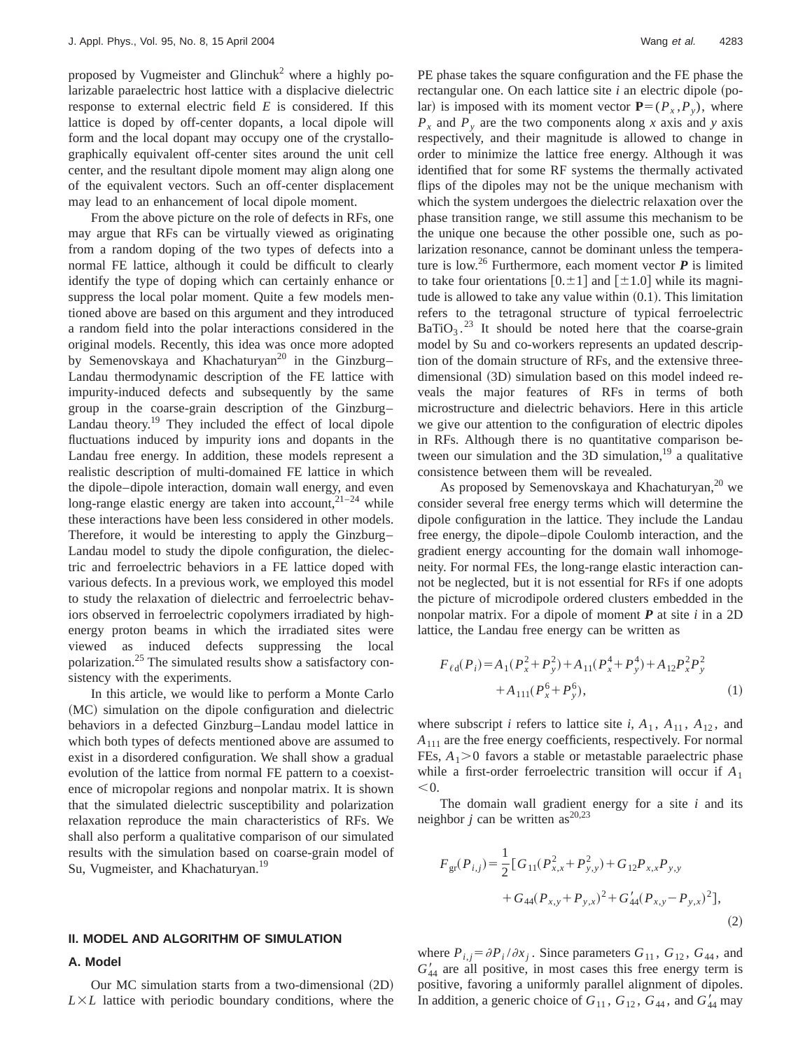proposed by Vugmeister and Glinchuk[2] where a highly polarizable paraelectric host lattice with a displacive dielectric response to external electric field $E$ is considered. If this lattice is doped by off-center dopants, a local dipole will form and the local dopant may occupy one of the crystallographically equivalent off-center sites around the unit cell center, and the resultant dipole moment may align along one of the equivalent vectors. Such an off-center displacement may lead to an enhancement of local dipole moment.

From the above picture on the role of defects in RFs, one may argue that RFs can be virtually viewed as originating from a random doping of the two types of defects into a normal FE lattice, although it could be difficult to clearly identify the type of doping which can certainly enhance or suppress the local polar moment. Quite a few models mentioned above are based on this argument and they introduced a random field into the polar interactions considered in the original models. Recently, this idea was once more adopted by Semenovskaya and Khachaturyan[20] in the Ginzburg–Landau thermodynamic description of the FE lattice with impurity-induced defects and subsequently by the same group in the coarse-grain description of the Ginzburg–Landau theory.[19] They included the effect of local dipole fluctuations induced by impurity ions and dopants in the Landau free energy. In addition, these models represent a realistic description of multi-domained FE lattice in which the dipole–dipole interaction, domain wall energy, and even long-range elastic energy are taken into account,[21–24] while these interactions have been less considered in other models. Therefore, it would be interesting to apply the Ginzburg–Landau model to study the dipole configuration, the dielectric and ferroelectric behaviors in a FE lattice doped with various defects. In a previous work, we employed this model to study the relaxation of dielectric and ferroelectric behaviors observed in ferroelectric copolymers irradiated by high-energy proton beams in which the irradiated sites were viewed as induced defects suppressing the local polarization.[25] The simulated results show a satisfactory consistency with the experiments.

In this article, we would like to perform a Monte Carlo (MC) simulation on the dipole configuration and dielectric behaviors in a defected Ginzburg–Landau model lattice in which both types of defects mentioned above are assumed to exist in a disordered configuration. We shall show a gradual evolution of the lattice from normal FE pattern to a coexistence of micropolar regions and nonpolar matrix. It is shown that the simulated dielectric susceptibility and polarization relaxation reproduce the main characteristics of RFs. We shall also perform a qualitative comparison of our simulated results with the simulation based on coarse-grain model of Su, Vugmeister, and Khachaturyan.[19]

## II. MODEL AND ALGORITHM OF SIMULATION

### A. Model

Our MC simulation starts from a two-dimensional (2D) $L\times L$ lattice with periodic boundary conditions, where the PE phase takes the square configuration and the FE phase the rectangular one. On each lattice site $i$ an electric dipole (polar) is imposed with its moment vector $\mathbf{P}=(P_x,P_y)$, where $P_x$ and $P_y$ are the two components along $x$ axis and $y$ axis respectively, and their magnitude is allowed to change in order to minimize the lattice free energy. Although it was identified that for some RF systems the thermally activated flips of the dipoles may not be the unique mechanism with which the system undergoes the dielectric relaxation over the phase transition range, we still assume this mechanism to be the unique one because the other possible one, such as polarization resonance, cannot be dominant unless the temperature is low.[26] Furthermore, each moment vector $\boldsymbol{P}$ is limited to take four orientations $[0.\pm1]$ and $[\pm1.0]$ while its magnitude is allowed to take any value within (0.1). This limitation refers to the tetragonal structure of typical ferroelectric $BaTiO_3$.[23] It should be noted here that the coarse-grain model by Su and co-workers represents an updated description of the domain structure of RFs, and the extensive three-dimensional (3D) simulation based on this model indeed reveals the major features of RFs in terms of both microstructure and dielectric behaviors. Here in this article we give our attention to the configuration of electric dipoles in RFs. Although there is no quantitative comparison between our simulation and the 3D simulation,[19] a qualitative consistence between them will be revealed.

As proposed by Semenovskaya and Khachaturyan,[20] we consider several free energy terms which will determine the dipole configuration in the lattice. They include the Landau free energy, the dipole–dipole Coulomb interaction, and the gradient energy accounting for the domain wall inhomogeneity. For normal FEs, the long-range elastic interaction cannot be neglected, but it is not essential for RFs if one adopts the picture of microdipole ordered clusters embedded in the nonpolar matrix. For a dipole of moment $\boldsymbol{P}$ at site $i$ in a 2D lattice, the Landau free energy can be written as

$$F_{\ell d}(P_i)=A_1(P_x^2+P_y^2)+A_{11}(P_x^4+P_y^4)+A_{12}P_x^2P_y^2+A_{111}(P_x^6+P_y^6), \tag{1}$$

where subscript $i$ refers to lattice site $i$, $A_1$, $A_{11}$, $A_{12}$, and $A_{111}$ are the free energy coefficients, respectively. For normal FEs, $A_1>0$ favors a stable or metastable paraelectric phase while a first-order ferroelectric transition will occur if $A_1<0$.

The domain wall gradient energy for a site $i$ and its neighbor $j$ can be written as[20,23]

$$F_{\mathrm{gr}}(P_{i,j})=\frac{1}{2}[G_{11}(P_{x,x}^2+P_{y,y}^2)+G_{12}P_{x,x}P_{y,y}+G_{44}(P_{x,y}+P_{y,x})^2+G'_{44}(P_{x,y}-P_{y,x})^2], \tag{2}$$

where $P_{i,j}=\partial P_i/\partial x_j$. Since parameters $G_{11}$, $G_{12}$, $G_{44}$, and $G'_{44}$ are all positive, in most cases this free energy term is positive, favoring a uniformly parallel alignment of dipoles. In addition, a generic choice of $G_{11}$, $G_{12}$, $G_{44}$, and $G'_{44}$ may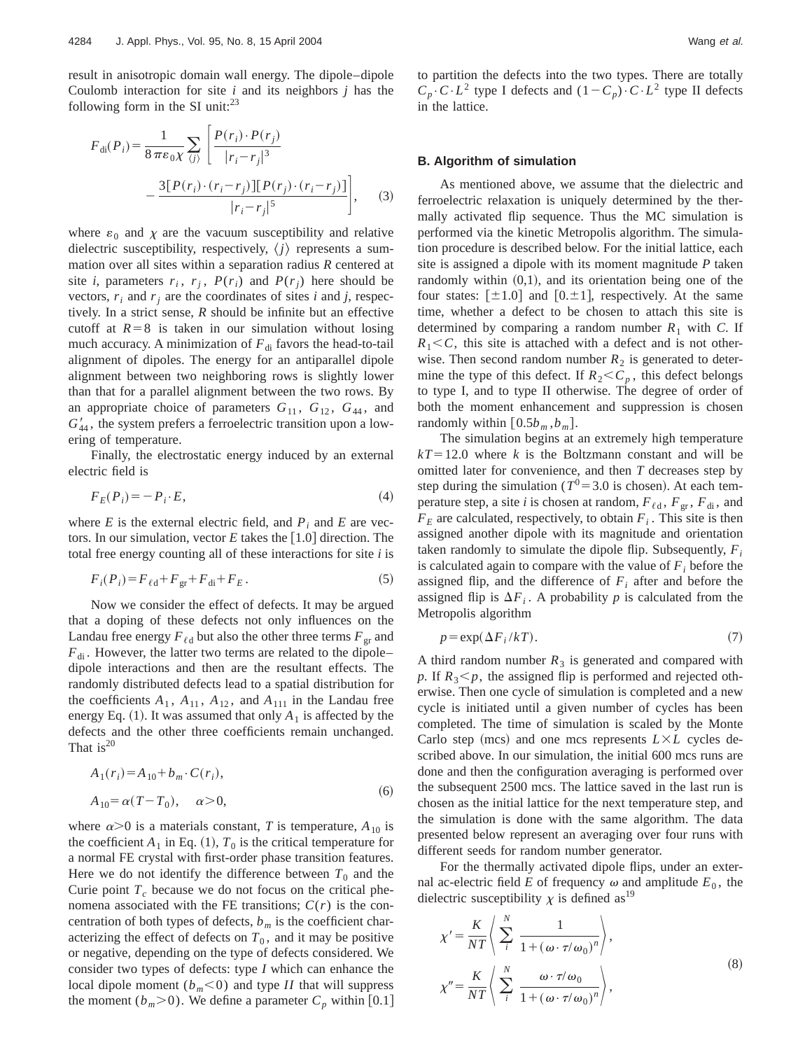result in anisotropic domain wall energy. The dipole–dipole Coulomb interaction for site $i$ and its neighbors $j$ has the following form in the SI unit:[23]

$$F_{\rm di}(P_i)=\frac{1}{8\pi\varepsilon_0\chi}\sum_{\langle j\rangle}\left[\frac{P(r_i)\cdot P(r_j)}{|r_i-r_j|^3}-\frac{3[P(r_i)\cdot(r_i-r_j)][P(r_j)\cdot(r_i-r_j)]}{|r_i-r_j|^5}\right],\tag{3}$$

where $\varepsilon_0$ and $\chi$ are the vacuum susceptibility and relative dielectric susceptibility, respectively, $\langle j\rangle$ represents a summation over all sites within a separation radius $R$ centered at site $i$, parameters $r_i$, $r_j$, $P(r_i)$ and $P(r_j)$ here should be vectors, $r_i$ and $r_j$ are the coordinates of sites $i$ and $j$, respectively. In a strict sense, $R$ should be infinite but an effective cutoff at $R=8$ is taken in our simulation without losing much accuracy. A minimization of $F_{\rm di}$ favors the head-to-tail alignment of dipoles. The energy for an antiparallel dipole alignment between two neighboring rows is slightly lower than that for a parallel alignment between the two rows. By an appropriate choice of parameters $G_{11}$, $G_{12}$, $G_{44}$, and $G'_{44}$, the system prefers a ferroelectric transition upon a lowering of temperature.

Finally, the electrostatic energy induced by an external electric field is

$$F_E(P_i)=-P_i\cdot E,\tag{4}$$

where $E$ is the external electric field, and $P_i$ and $E$ are vectors. In our simulation, vector $E$ takes the [1.0] direction. The total free energy counting all of these interactions for site $i$ is

$$F_i(P_i)=F_{\ell\rm d}+F_{\rm gr}+F_{\rm di}+F_E.\tag{5}$$

Now we consider the effect of defects. It may be argued that a doping of these defects not only influences on the Landau free energy $F_{\ell\rm d}$ but also the other three terms $F_{\rm gr}$ and $F_{\rm di}$. However, the latter two terms are related to the dipole–dipole interactions and then are the resultant effects. The randomly distributed defects lead to a spatial distribution for the coefficients $A_1$, $A_{11}$, $A_{12}$, and $A_{111}$ in the Landau free energy Eq. (1). It was assumed that only $A_1$ is affected by the defects and the other three coefficients remain unchanged. That is[20]

$$\begin{aligned}A_1(r_i)&=A_{10}+b_m\cdot C(r_i),\\ A_{10}&=\alpha(T-T_0),\quad \alpha>0,\end{aligned}\tag{6}$$

where $\alpha>0$ is a materials constant, $T$ is temperature, $A_{10}$ is the coefficient $A_1$ in Eq. (1), $T_0$ is the critical temperature for a normal FE crystal with first-order phase transition features. Here we do not identify the difference between $T_0$ and the Curie point $T_c$ because we do not focus on the critical phenomena associated with the FE transitions; $C(r)$ is the concentration of both types of defects, $b_m$ is the coefficient characterizing the effect of defects on $T_0$, and it may be positive or negative, depending on the type of defects considered. We consider two types of defects: type *I* which can enhance the local dipole moment $(b_m<0)$ and type *II* that will suppress the moment $(b_m>0)$. We define a parameter $C_p$ within [0.1] to partition the defects into the two types. There are totally $C_p\cdot C\cdot L^2$ type I defects and $(1-C_p)\cdot C\cdot L^2$ type II defects in the lattice.

### B. Algorithm of simulation

As mentioned above, we assume that the dielectric and ferroelectric relaxation is uniquely determined by the thermally activated flip sequence. Thus the MC simulation is performed via the kinetic Metropolis algorithm. The simulation procedure is described below. For the initial lattice, each site is assigned a dipole with its moment magnitude $P$ taken randomly within (0,1), and its orientation being one of the four states: [±1.0] and [0.±1], respectively. At the same time, whether a defect to be chosen to attach this site is determined by comparing a random number $R_1$ with $C$. If $R_1<C$, this site is attached with a defect and is not otherwise. Then second random number $R_2$ is generated to determine the type of this defect. If $R_2<C_p$, this defect belongs to type I, and to type II otherwise. The degree of order of both the moment enhancement and suppression is chosen randomly within $[0.5b_m, b_m]$.

The simulation begins at an extremely high temperature $kT=12.0$ where $k$ is the Boltzmann constant and will be omitted later for convenience, and then $T$ decreases step by step during the simulation ($T^0=3.0$ is chosen). At each temperature step, a site $i$ is chosen at random, $F_{\ell\rm d}$, $F_{\rm gr}$, $F_{\rm di}$, and $F_E$ are calculated, respectively, to obtain $F_i$. This site is then assigned another dipole with its magnitude and orientation taken randomly to simulate the dipole flip. Subsequently, $F_i$ is calculated again to compare with the value of $F_i$ before the assigned flip, and the difference of $F_i$ after and before the assigned flip is $\Delta F_i$. A probability $p$ is calculated from the Metropolis algorithm

$$p=\exp(\Delta F_i/kT).\tag{7}$$

A third random number $R_3$ is generated and compared with $p$. If $R_3<p$, the assigned flip is performed and rejected otherwise. Then one cycle of simulation is completed and a new cycle is initiated until a given number of cycles has been completed. The time of simulation is scaled by the Monte Carlo step (mcs) and one mcs represents $L\times L$ cycles described above. In our simulation, the initial 600 mcs runs are done and then the configuration averaging is performed over the subsequent 2500 mcs. The lattice saved in the last run is chosen as the initial lattice for the next temperature step, and the simulation is done with the same algorithm. The data presented below represent an averaging over four runs with different seeds for random number generator.

For the thermally activated dipole flips, under an external ac-electric field $E$ of frequency $\omega$ and amplitude $E_0$, the dielectric susceptibility $\chi$ is defined as[19]

$$\begin{aligned}\chi'&=\frac{K}{NT}\left\langle\sum_i^N\frac{1}{1+(\omega\cdot\tau/\omega_0)^n}\right\rangle,\\ \chi''&=\frac{K}{NT}\left\langle\sum_i^N\frac{\omega\cdot\tau/\omega_0}{1+(\omega\cdot\tau/\omega_0)^n}\right\rangle,\end{aligned}\tag{8}$$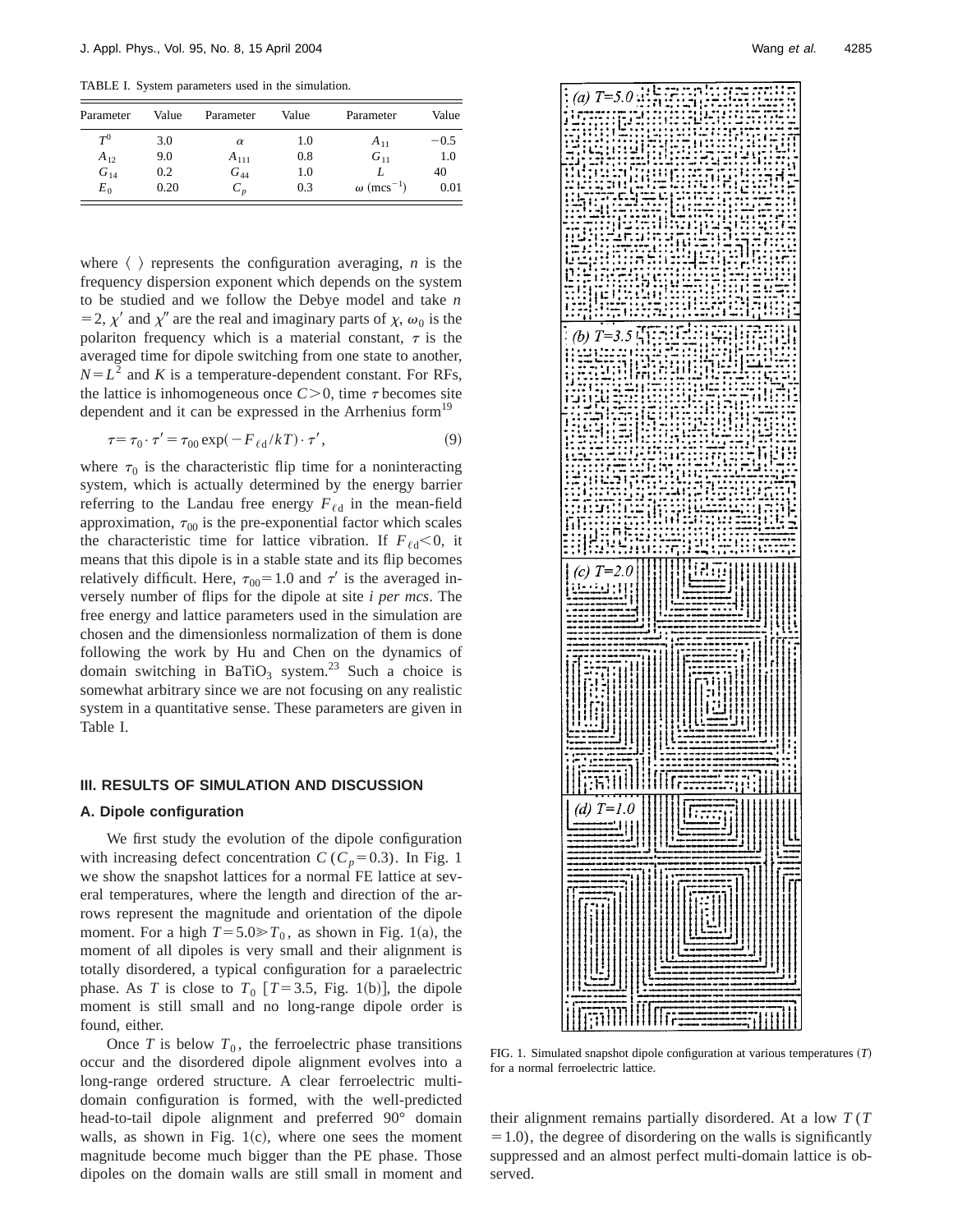TABLE I. System parameters used in the simulation.

| Parameter | Value | Parameter | Value | Parameter | Value |
|---|---|---|---|---|---|
| $T^0$ | 3.0 | $\alpha$ | 1.0 | $A_{11}$ | −0.5 |
| $A_{12}$ | 9.0 | $A_{111}$ | 0.8 | $G_{11}$ | 1.0 |
| $G_{14}$ | 0.2 | $G_{44}$ | 1.0 | $L$ | 40 |
| $E_0$ | 0.20 | $C_p$ | 0.3 | $\omega$ (mcs$^{-1}$) | 0.01 |

where $\langle\ \rangle$ represents the configuration averaging, $n$ is the frequency dispersion exponent which depends on the system to be studied and we follow the Debye model and take $n=2$, $\chi'$ and $\chi''$ are the real and imaginary parts of $\chi$, $\omega_0$ is the polariton frequency which is a material constant, $\tau$ is the averaged time for dipole switching from one state to another, $N=L^2$ and $K$ is a temperature-dependent constant. For RFs, the lattice is inhomogeneous once $C>0$, time $\tau$ becomes site dependent and it can be expressed in the Arrhenius form[19]

$$\tau=\tau_0\cdot\tau'=\tau_{00}\exp(-F_{\ell d}/kT)\cdot\tau', \tag{9}$$

where $\tau_0$ is the characteristic flip time for a noninteracting system, which is actually determined by the energy barrier referring to the Landau free energy $F_{\ell d}$ in the mean-field approximation, $\tau_{00}$ is the pre-exponential factor which scales the characteristic time for lattice vibration. If $F_{\ell d}<0$, it means that this dipole is in a stable state and its flip becomes relatively difficult. Here, $\tau_{00}=1.0$ and $\tau'$ is the averaged inversely number of flips for the dipole at site *i per mcs*. The free energy and lattice parameters used in the simulation are chosen and the dimensionless normalization of them is done following the work by Hu and Chen on the dynamics of domain switching in $BaTiO_3$ system.[23] Such a choice is somewhat arbitrary since we are not focusing on any realistic system in a quantitative sense. These parameters are given in Table I.

## III. RESULTS OF SIMULATION AND DISCUSSION

### A. Dipole configuration

We first study the evolution of the dipole configuration with increasing defect concentration $C$ ($C_p=0.3$). In Fig. 1 we show the snapshot lattices for a normal FE lattice at several temperatures, where the length and direction of the arrows represent the magnitude and orientation of the dipole moment. For a high $T=5.0\gg T_0$, as shown in Fig. 1(a), the moment of all dipoles is very small and their alignment is totally disordered, a typical configuration for a paraelectric phase. As $T$ is close to $T_0$ [$T=3.5$, Fig. 1(b)], the dipole moment is still small and no long-range dipole order is found, either.

Once $T$ is below $T_0$, the ferroelectric phase transitions occur and the disordered dipole alignment evolves into a long-range ordered structure. A clear ferroelectric multi-domain configuration is formed, with the well-predicted head-to-tail dipole alignment and preferred 90° domain walls, as shown in Fig. 1(c), where one sees the moment magnitude become much bigger than the PE phase. Those dipoles on the domain walls are still small in moment and their alignment remains partially disordered. At a low $T$ ($T=1.0$), the degree of disordering on the walls is significantly suppressed and an almost perfect multi-domain lattice is observed.

FIG. 1. Simulated snapshot dipole configuration at various temperatures ($T$) for a normal ferroelectric lattice.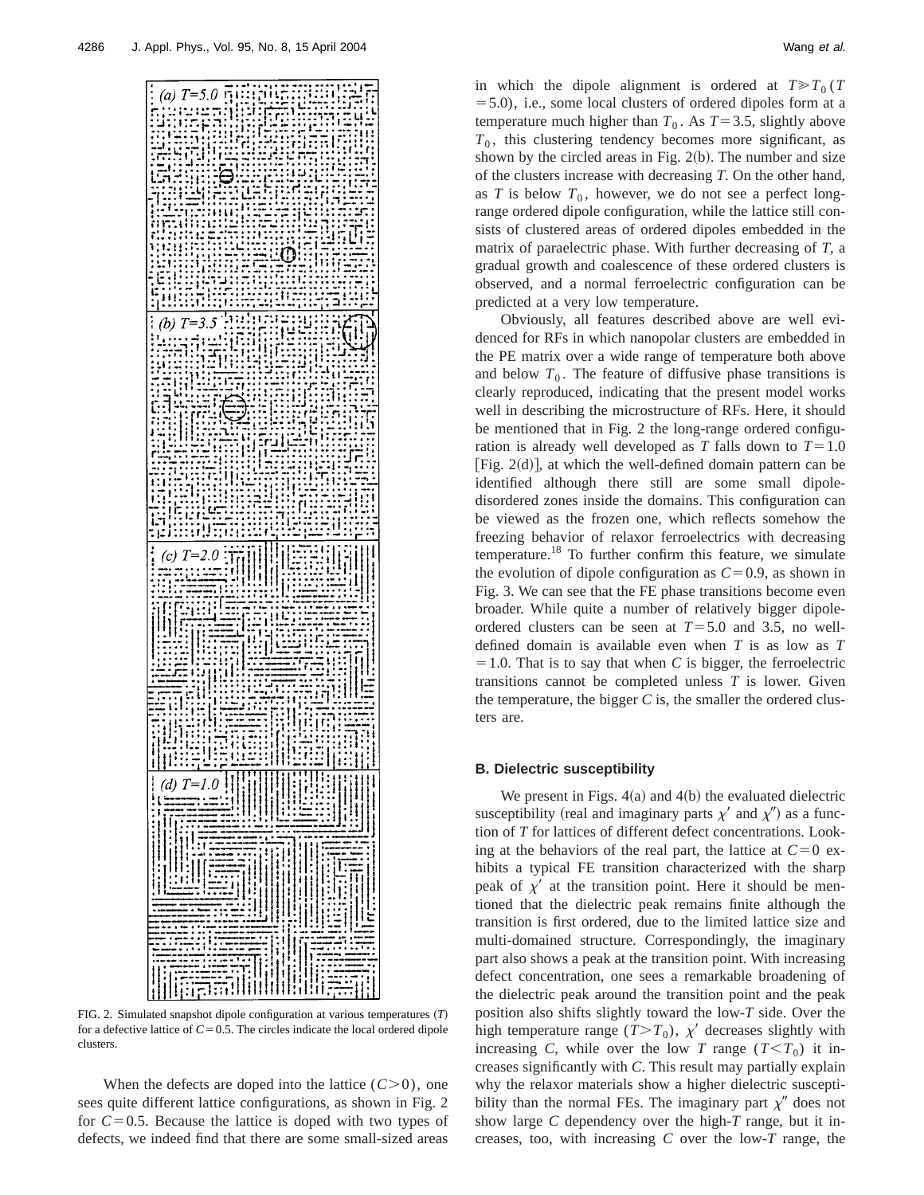FIG. 2. Simulated snapshot dipole configuration at various temperatures ($T$) for a defective lattice of $C=0.5$. The circles indicate the local ordered dipole clusters.

When the defects are doped into the lattice ($C>0$), one sees quite different lattice configurations, as shown in Fig. 2 for $C=0.5$. Because the lattice is doped with two types of defects, we indeed find that there are some small-sized areas in which the dipole alignment is ordered at $T \gg T_0$ ($T=5.0$), i.e., some local clusters of ordered dipoles form at a temperature much higher than $T_0$. As $T=3.5$, slightly above $T_0$, this clustering tendency becomes more significant, as shown by the circled areas in Fig. 2(b). The number and size of the clusters increase with decreasing $T$. On the other hand, as $T$ is below $T_0$, however, we do not see a perfect long-range ordered dipole configuration, while the lattice still consists of clustered areas of ordered dipoles embedded in the matrix of paraelectric phase. With further decreasing of $T$, a gradual growth and coalescence of these ordered clusters is observed, and a normal ferroelectric configuration can be predicted at a very low temperature.

Obviously, all features described above are well evidenced for RFs in which nanopolar clusters are embedded in the PE matrix over a wide range of temperature both above and below $T_0$. The feature of diffusive phase transitions is clearly reproduced, indicating that the present model works well in describing the microstructure of RFs. Here, it should be mentioned that in Fig. 2 the long-range ordered configuration is already well developed as $T$ falls down to $T=1.0$ [Fig. 2(d)], at which the well-defined domain pattern can be identified although there still are some small dipole-disordered zones inside the domains. This configuration can be viewed as the frozen one, which reflects somehow the freezing behavior of relaxor ferroelectrics with decreasing temperature.[18] To further confirm this feature, we simulate the evolution of dipole configuration as $C=0.9$, as shown in Fig. 3. We can see that the FE phase transitions become even broader. While quite a number of relatively bigger dipole-ordered clusters can be seen at $T=5.0$ and 3.5, no well-defined domain is available even when $T$ is as low as $T=1.0$. That is to say that when $C$ is bigger, the ferroelectric transitions cannot be completed unless $T$ is lower. Given the temperature, the bigger $C$ is, the smaller the ordered clusters are.

### B. Dielectric susceptibility

We present in Figs. 4(a) and 4(b) the evaluated dielectric susceptibility (real and imaginary parts $\chi'$ and $\chi''$) as a function of $T$ for lattices of different defect concentrations. Looking at the behaviors of the real part, the lattice at $C=0$ exhibits a typical FE transition characterized with the sharp peak of $\chi'$ at the transition point. Here it should be mentioned that the dielectric peak remains finite although the transition is first ordered, due to the limited lattice size and multi-domained structure. Correspondingly, the imaginary part also shows a peak at the transition point. With increasing defect concentration, one sees a remarkable broadening of the dielectric peak around the transition point and the peak position also shifts slightly toward the low-$T$ side. Over the high temperature range ($T>T_0$), $\chi'$ decreases slightly with increasing $C$, while over the low $T$ range ($T<T_0$) it increases significantly with $C$. This result may partially explain why the relaxor materials show a higher dielectric susceptibility than the normal FEs. The imaginary part $\chi''$ does not show large $C$ dependency over the high-$T$ range, but it increases, too, with increasing $C$ over the low-$T$ range, the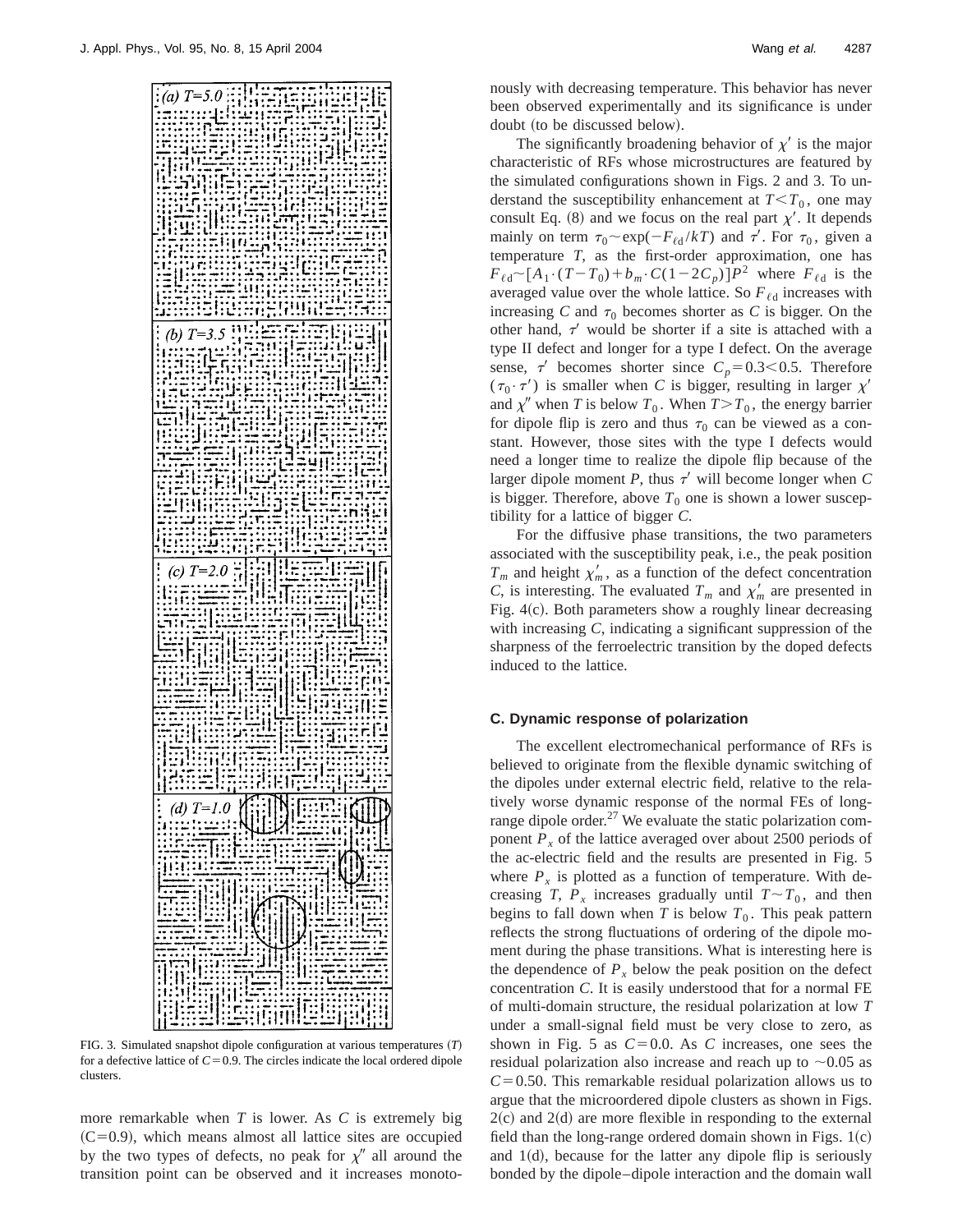FIG. 3. Simulated snapshot dipole configuration at various temperatures ($T$) for a defective lattice of $C=0.9$. The circles indicate the local ordered dipole clusters.

more remarkable when $T$ is lower. As $C$ is extremely big ($C=0.9$), which means almost all lattice sites are occupied by the two types of defects, no peak for $\chi''$ all around the transition point can be observed and it increases monotonously with decreasing temperature. This behavior has never been observed experimentally and its significance is under doubt (to be discussed below).

The significantly broadening behavior of $\chi'$ is the major characteristic of RFs whose microstructures are featured by the simulated configurations shown in Figs. 2 and 3. To understand the susceptibility enhancement at $T<T_0$, one may consult Eq. (8) and we focus on the real part $\chi'$. It depends mainly on term $\tau_0 \sim \exp(-F_{\ell d}/kT)$ and $\tau'$. For $\tau_0$, given a temperature $T$, as the first-order approximation, one has $F_{\ell d} \sim [A_1 \cdot (T-T_0) + b_m \cdot C(1-2C_p)]P^2$ where $F_{\ell d}$ is the averaged value over the whole lattice. So $F_{\ell d}$ increases with increasing $C$ and $\tau_0$ becomes shorter as $C$ is bigger. On the other hand, $\tau'$ would be shorter if a site is attached with a type II defect and longer for a type I defect. On the average sense, $\tau'$ becomes shorter since $C_p=0.3<0.5$. Therefore $(\tau_0 \cdot \tau')$ is smaller when $C$ is bigger, resulting in larger $\chi'$ and $\chi''$ when $T$ is below $T_0$. When $T>T_0$, the energy barrier for dipole flip is zero and thus $\tau_0$ can be viewed as a constant. However, those sites with the type I defects would need a longer time to realize the dipole flip because of the larger dipole moment $P$, thus $\tau'$ will become longer when $C$ is bigger. Therefore, above $T_0$ one is shown a lower susceptibility for a lattice of bigger $C$.

For the diffusive phase transitions, the two parameters associated with the susceptibility peak, i.e., the peak position $T_m$ and height $\chi'_m$, as a function of the defect concentration $C$, is interesting. The evaluated $T_m$ and $\chi'_m$ are presented in Fig. 4(c). Both parameters show a roughly linear decreasing with increasing $C$, indicating a significant suppression of the sharpness of the ferroelectric transition by the doped defects induced to the lattice.

### C. Dynamic response of polarization

The excellent electromechanical performance of RFs is believed to originate from the flexible dynamic switching of the dipoles under external electric field, relative to the relatively worse dynamic response of the normal FEs of long-range dipole order.[27] We evaluate the static polarization component $P_x$ of the lattice averaged over about 2500 periods of the ac-electric field and the results are presented in Fig. 5 where $P_x$ is plotted as a function of temperature. With decreasing $T$, $P_x$ increases gradually until $T \sim T_0$, and then begins to fall down when $T$ is below $T_0$. This peak pattern reflects the strong fluctuations of ordering of the dipole moment during the phase transitions. What is interesting here is the dependence of $P_x$ below the peak position on the defect concentration $C$. It is easily understood that for a normal FE of multi-domain structure, the residual polarization at low $T$ under a small-signal field must be very close to zero, as shown in Fig. 5 as $C=0.0$. As $C$ increases, one sees the residual polarization also increase and reach up to $\sim 0.05$ as $C=0.50$. This remarkable residual polarization allows us to argue that the microordered dipole clusters as shown in Figs. 2(c) and 2(d) are more flexible in responding to the external field than the long-range ordered domain shown in Figs. 1(c) and 1(d), because for the latter any dipole flip is seriously bonded by the dipole–dipole interaction and the domain wall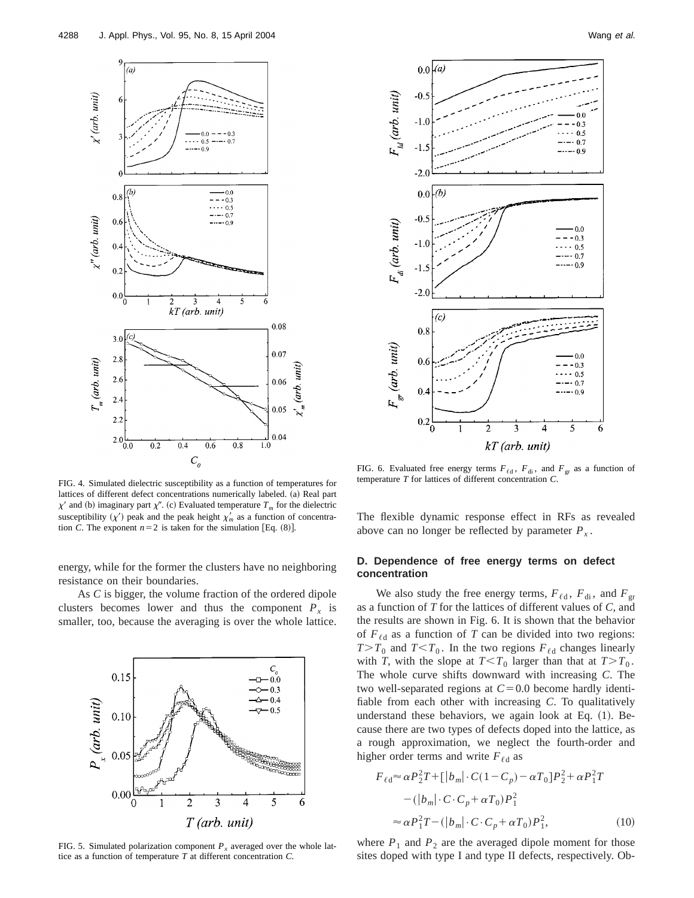FIG. 4. Simulated dielectric susceptibility as a function of temperatures for lattices of different defect concentrations numerically labeled. (a) Real part $\chi'$ and (b) imaginary part $\chi''$. (c) Evaluated temperature $T_m$ for the dielectric susceptibility ($\chi'$) peak and the peak height $\chi'_m$ as a function of concentration $C$. The exponent $n=2$ is taken for the simulation [Eq. (8)].

energy, while for the former the clusters have no neighboring resistance on their boundaries.

As $C$ is bigger, the volume fraction of the ordered dipole clusters becomes lower and thus the component $P_x$ is smaller, too, because the averaging is over the whole lattice.

FIG. 5. Simulated polarization component $P_x$ averaged over the whole lattice as a function of temperature $T$ at different concentration $C$.

FIG. 6. Evaluated free energy terms $F_{\ell d}$, $F_{di}$, and $F_{gr}$ as a function of temperature $T$ for lattices of different concentration $C$.

The flexible dynamic response effect in RFs as revealed above can no longer be reflected by parameter $P_x$.

### D. Dependence of free energy terms on defect concentration

We also study the free energy terms, $F_{\ell d}$, $F_{di}$, and $F_{gr}$ as a function of $T$ for the lattices of different values of $C$, and the results are shown in Fig. 6. It is shown that the behavior of $F_{\ell d}$ as a function of $T$ can be divided into two regions: $T>T_0$ and $T<T_0$. In the two regions $F_{\ell d}$ changes linearly with $T$, with the slope at $T<T_0$ larger than that at $T>T_0$. The whole curve shifts downward with increasing $C$. The two well-separated regions at $C=0.0$ become hardly identifiable from each other with increasing $C$. To qualitatively understand these behaviors, we again look at Eq. (1). Because there are two types of defects doped into the lattice, as a rough approximation, we neglect the fourth-order and higher order terms and write $F_{\ell d}$ as

$$
\begin{aligned}
F_{\ell d} &\approx \alpha P_2^2 T + [|b_m|\cdot C(1-C_p) - \alpha T_0] P_2^2 + \alpha P_1^2 T \\
&\quad - (|b_m|\cdot C\cdot C_p + \alpha T_0) P_1^2 \\
&\approx \alpha P_1^2 T - (|b_m|\cdot C\cdot C_p + \alpha T_0) P_1^2,
\end{aligned} \tag{10}
$$

where $P_1$ and $P_2$ are the averaged dipole moment for those sites doped with type I and type II defects, respectively. Ob-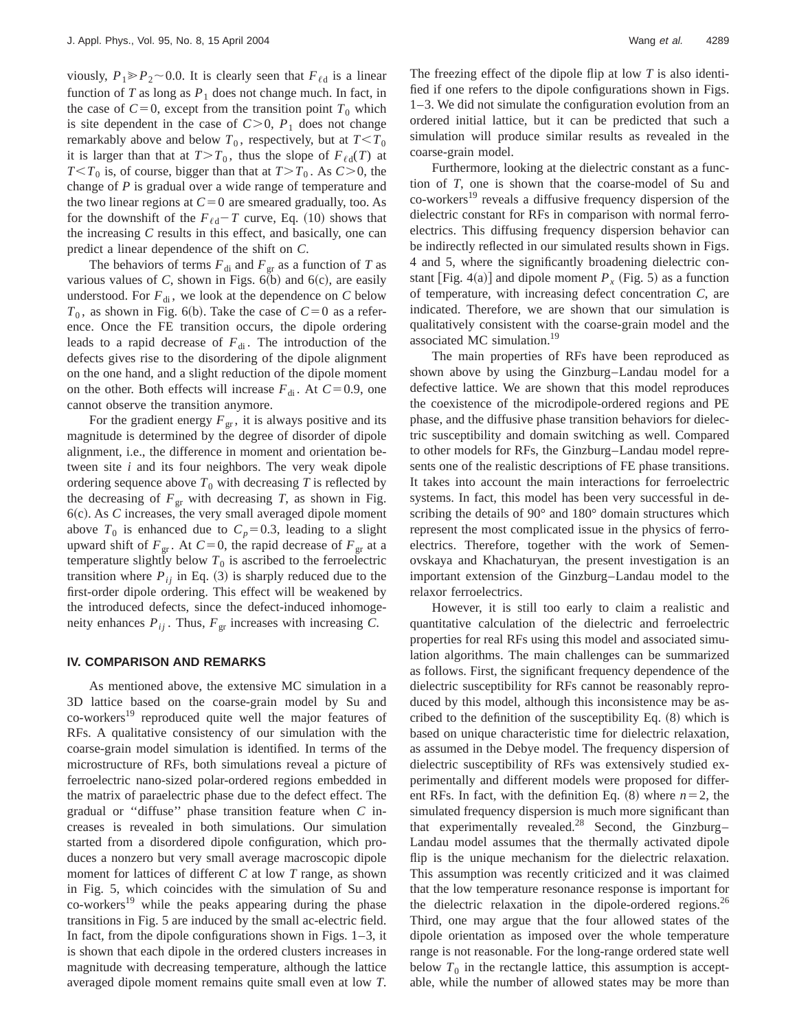viously, $P_1 \gg P_2 \sim 0.0$. It is clearly seen that $F_{\ell d}$ is a linear function of $T$ as long as $P_1$ does not change much. In fact, in the case of $C=0$, except from the transition point $T_0$ which is site dependent in the case of $C>0$, $P_1$ does not change remarkably above and below $T_0$, respectively, but at $T<T_0$ it is larger than that at $T>T_0$, thus the slope of $F_{\ell d}(T)$ at $T<T_0$ is, of course, bigger than that at $T>T_0$. As $C>0$, the change of $P$ is gradual over a wide range of temperature and the two linear regions at $C=0$ are smeared gradually, too. As for the downshift of the $F_{\ell d}-T$ curve, Eq. (10) shows that the increasing $C$ results in this effect, and basically, one can predict a linear dependence of the shift on $C$.

The behaviors of terms $F_{\mathrm{di}}$ and $F_{\mathrm{gr}}$ as a function of $T$ as various values of $C$, shown in Figs. 6(b) and 6(c), are easily understood. For $F_{\mathrm{di}}$, we look at the dependence on $C$ below $T_0$, as shown in Fig. 6(b). Take the case of $C=0$ as a reference. Once the FE transition occurs, the dipole ordering leads to a rapid decrease of $F_{\mathrm{di}}$. The introduction of the defects gives rise to the disordering of the dipole alignment on the one hand, and a slight reduction of the dipole moment on the other. Both effects will increase $F_{\mathrm{di}}$. At $C=0.9$, one cannot observe the transition anymore.

For the gradient energy $F_{\mathrm{gr}}$, it is always positive and its magnitude is determined by the degree of disorder of dipole alignment, i.e., the difference in moment and orientation between site $i$ and its four neighbors. The very weak dipole ordering sequence above $T_0$ with decreasing $T$ is reflected by the decreasing of $F_{\mathrm{gr}}$ with decreasing $T$, as shown in Fig. 6(c). As $C$ increases, the very small averaged dipole moment above $T_0$ is enhanced due to $C_p=0.3$, leading to a slight upward shift of $F_{\mathrm{gr}}$. At $C=0$, the rapid decrease of $F_{\mathrm{gr}}$ at a temperature slightly below $T_0$ is ascribed to the ferroelectric transition where $P_{ij}$ in Eq. (3) is sharply reduced due to the first-order dipole ordering. This effect will be weakened by the introduced defects, since the defect-induced inhomogeneity enhances $P_{ij}$. Thus, $F_{\mathrm{gr}}$ increases with increasing $C$.

## IV. COMPARISON AND REMARKS

As mentioned above, the extensive MC simulation in a 3D lattice based on the coarse-grain model by Su and co-workers[19] reproduced quite well the major features of RFs. A qualitative consistency of our simulation with the coarse-grain model simulation is identified. In terms of the microstructure of RFs, both simulations reveal a picture of ferroelectric nano-sized polar-ordered regions embedded in the matrix of paraelectric phase due to the defect effect. The gradual or ''diffuse'' phase transition feature when $C$ increases is revealed in both simulations. Our simulation started from a disordered dipole configuration, which produces a nonzero but very small average macroscopic dipole moment for lattices of different $C$ at low $T$ range, as shown in Fig. 5, which coincides with the simulation of Su and co-workers[19] while the peaks appearing during the phase transitions in Fig. 5 are induced by the small ac-electric field. In fact, from the dipole configurations shown in Figs. 1–3, it is shown that each dipole in the ordered clusters increases in magnitude with decreasing temperature, although the lattice averaged dipole moment remains quite small even at low $T$. The freezing effect of the dipole flip at low $T$ is also identified if one refers to the dipole configurations shown in Figs. 1–3. We did not simulate the configuration evolution from an ordered initial lattice, but it can be predicted that such a simulation will produce similar results as revealed in the coarse-grain model.

Furthermore, looking at the dielectric constant as a function of $T$, one is shown that the coarse-model of Su and co-workers[19] reveals a diffusive frequency dispersion of the dielectric constant for RFs in comparison with normal ferroelectrics. This diffusing frequency dispersion behavior can be indirectly reflected in our simulated results shown in Figs. 4 and 5, where the significantly broadening dielectric constant [Fig. 4(a)] and dipole moment $P_x$ (Fig. 5) as a function of temperature, with increasing defect concentration $C$, are indicated. Therefore, we are shown that our simulation is qualitatively consistent with the coarse-grain model and the associated MC simulation.[19]

The main properties of RFs have been reproduced as shown above by using the Ginzburg–Landau model for a defective lattice. We are shown that this model reproduces the coexistence of the microdipole-ordered regions and PE phase, and the diffusive phase transition behaviors for dielectric susceptibility and domain switching as well. Compared to other models for RFs, the Ginzburg–Landau model represents one of the realistic descriptions of FE phase transitions. It takes into account the main interactions for ferroelectric systems. In fact, this model has been very successful in describing the details of 90° and 180° domain structures which represent the most complicated issue in the physics of ferroelectrics. Therefore, together with the work of Semenovskaya and Khachaturyan, the present investigation is an important extension of the Ginzburg–Landau model to the relaxor ferroelectrics.

However, it is still too early to claim a realistic and quantitative calculation of the dielectric and ferroelectric properties for real RFs using this model and associated simulation algorithms. The main challenges can be summarized as follows. First, the significant frequency dependence of the dielectric susceptibility for RFs cannot be reasonably reproduced by this model, although this inconsistence may be ascribed to the definition of the susceptibility Eq. (8) which is based on unique characteristic time for dielectric relaxation, as assumed in the Debye model. The frequency dispersion of dielectric susceptibility of RFs was extensively studied experimentally and different models were proposed for different RFs. In fact, with the definition Eq. (8) where $n=2$, the simulated frequency dispersion is much more significant than that experimentally revealed.[28] Second, the Ginzburg–Landau model assumes that the thermally activated dipole flip is the unique mechanism for the dielectric relaxation. This assumption was recently criticized and it was claimed that the low temperature resonance response is important for the dielectric relaxation in the dipole-ordered regions.[26] Third, one may argue that the four allowed states of the dipole orientation as imposed over the whole temperature range is not reasonable. For the long-range ordered state well below $T_0$ in the rectangle lattice, this assumption is acceptable, while the number of allowed states may be more than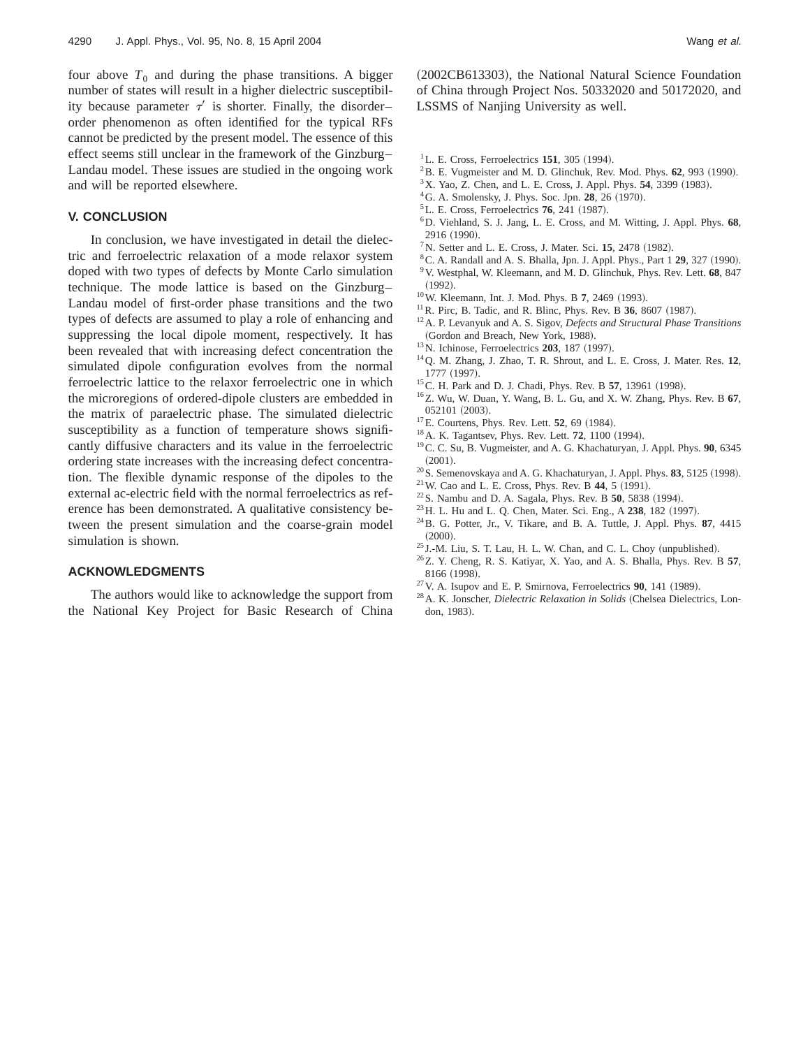four above $T_0$ and during the phase transitions. A bigger number of states will result in a higher dielectric susceptibility because parameter $\tau'$ is shorter. Finally, the disorder–order phenomenon as often identified for the typical RFs cannot be predicted by the present model. The essence of this effect seems still unclear in the framework of the Ginzburg–Landau model. These issues are studied in the ongoing work and will be reported elsewhere.

## V. CONCLUSION

In conclusion, we have investigated in detail the dielectric and ferroelectric relaxation of a mode relaxor system doped with two types of defects by Monte Carlo simulation technique. The mode lattice is based on the Ginzburg–Landau model of first-order phase transitions and the two types of defects are assumed to play a role of enhancing and suppressing the local dipole moment, respectively. It has been revealed that with increasing defect concentration the simulated dipole configuration evolves from the normal ferroelectric lattice to the relaxor ferroelectric one in which the microregions of ordered-dipole clusters are embedded in the matrix of paraelectric phase. The simulated dielectric susceptibility as a function of temperature shows significantly diffusive characters and its value in the ferroelectric ordering state increases with the increasing defect concentration. The flexible dynamic response of the dipoles to the external ac-electric field with the normal ferroelectrics as reference has been demonstrated. A qualitative consistency between the present simulation and the coarse-grain model simulation is shown.

## ACKNOWLEDGMENTS

The authors would like to acknowledge the support from the National Key Project for Basic Research of China (2002CB613303), the National Natural Science Foundation of China through Project Nos. 50332020 and 50172020, and LSSMS of Nanjing University as well.

[1] L. E. Cross, Ferroelectrics **151**, 305 (1994).
[2] B. E. Vugmeister and M. D. Glinchuk, Rev. Mod. Phys. **62**, 993 (1990).
[3] X. Yao, Z. Chen, and L. E. Cross, J. Appl. Phys. **54**, 3399 (1983).
[4] G. A. Smolensky, J. Phys. Soc. Jpn. **28**, 26 (1970).
[5] L. E. Cross, Ferroelectrics **76**, 241 (1987).
[6] D. Viehland, S. J. Jang, L. E. Cross, and M. Witting, J. Appl. Phys. **68**, 2916 (1990).
[7] N. Setter and L. E. Cross, J. Mater. Sci. **15**, 2478 (1982).
[8] C. A. Randall and A. S. Bhalla, Jpn. J. Appl. Phys., Part 1 **29**, 327 (1990).
[9] V. Westphal, W. Kleemann, and M. D. Glinchuk, Phys. Rev. Lett. **68**, 847 (1992).
[10] W. Kleemann, Int. J. Mod. Phys. B **7**, 2469 (1993).
[11] R. Pirc, B. Tadic, and R. Blinc, Phys. Rev. B **36**, 8607 (1987).
[12] A. P. Levanyuk and A. S. Sigov, *Defects and Structural Phase Transitions* (Gordon and Breach, New York, 1988).
[13] N. Ichinose, Ferroelectrics **203**, 187 (1997).
[14] Q. M. Zhang, J. Zhao, T. R. Shrout, and L. E. Cross, J. Mater. Res. **12**, 1777 (1997).
[15] C. H. Park and D. J. Chadi, Phys. Rev. B **57**, 13961 (1998).
[16] Z. Wu, W. Duan, Y. Wang, B. L. Gu, and X. W. Zhang, Phys. Rev. B **67**, 052101 (2003).
[17] E. Courtens, Phys. Rev. Lett. **52**, 69 (1984).
[18] A. K. Tagantsev, Phys. Rev. Lett. **72**, 1100 (1994).
[19] C. C. Su, B. Vugmeister, and A. G. Khachaturyan, J. Appl. Phys. **90**, 6345 (2001).
[20] S. Semenovskaya and A. G. Khachaturyan, J. Appl. Phys. **83**, 5125 (1998).
[21] W. Cao and L. E. Cross, Phys. Rev. B **44**, 5 (1991).
[22] S. Nambu and D. A. Sagala, Phys. Rev. B **50**, 5838 (1994).
[23] H. L. Hu and L. Q. Chen, Mater. Sci. Eng., A **238**, 182 (1997).
[24] B. G. Potter, Jr., V. Tikare, and B. A. Tuttle, J. Appl. Phys. **87**, 4415 (2000).
[25] J.-M. Liu, S. T. Lau, H. L. W. Chan, and C. L. Choy (unpublished).
[26] Z. Y. Cheng, R. S. Katiyar, X. Yao, and A. S. Bhalla, Phys. Rev. B **57**, 8166 (1998).
[27] V. A. Isupov and E. P. Smirnova, Ferroelectrics **90**, 141 (1989).
[28] A. K. Jonscher, *Dielectric Relaxation in Solids* (Chelsea Dielectrics, London, 1983).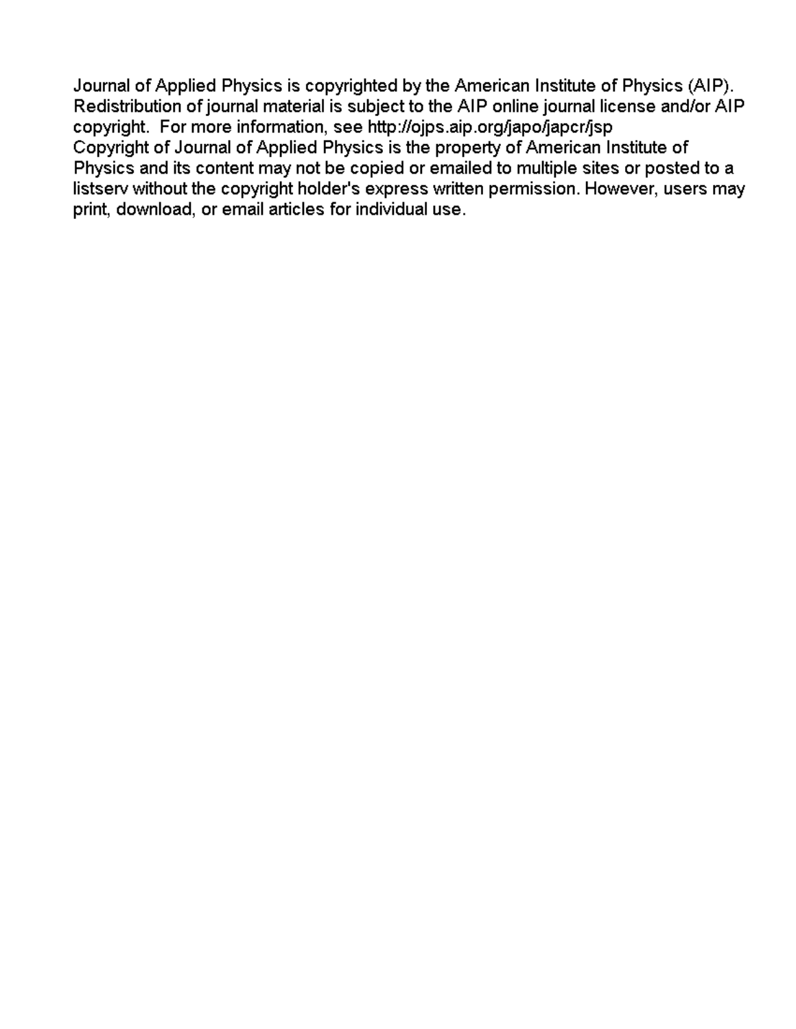Journal of Applied Physics is copyrighted by the American Institute of Physics (AIP). Redistribution of journal material is subject to the AIP online journal license and/or AIP copyright. For more information, see http://ojps.aip.org/japo/japcr/jsp
Copyright of Journal of Applied Physics is the property of American Institute of Physics and its content may not be copied or emailed to multiple sites or posted to a listserv without the copyright holder's express written permission. However, users may print, download, or email articles for individual use.